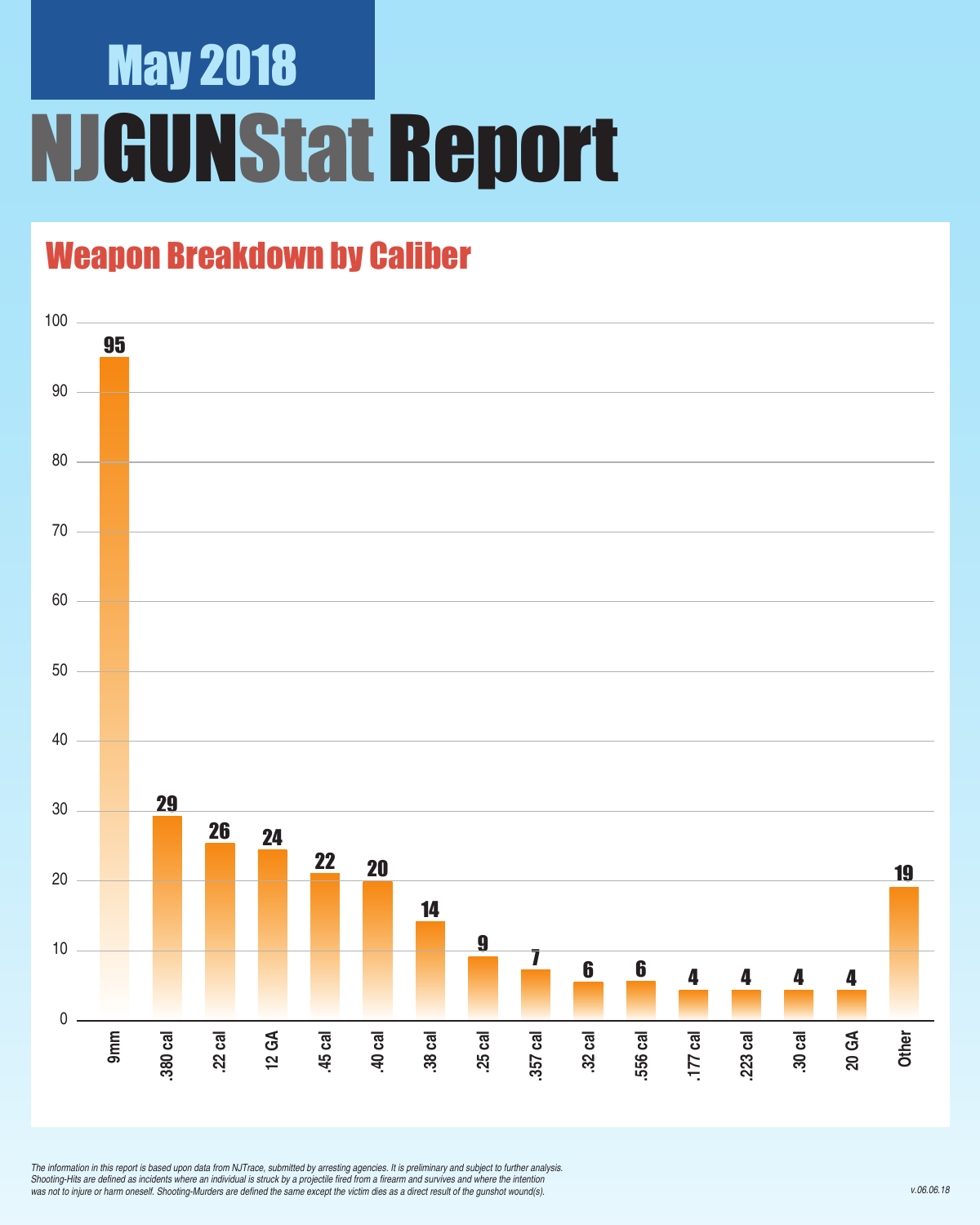# May 2018

# NJGUNStat Report

## Weapon Breakdown by Caliber

| Caliber | Count |
|---|---|
| 9mm | 95 |
| .380 cal | 29 |
| .22 cal | 26 |
| 12 GA | 24 |
| .45 cal | 22 |
| .40 cal | 20 |
| .38 cal | 14 |
| .25 cal | 9 |
| .357 cal | 7 |
| .32 cal | 6 |
| .556 cal | 6 |
| .177 cal | 4 |
| .223 cal | 4 |
| .30 cal | 4 |
| 20 GA | 4 |
| Other | 19 |

*The information in this report is based upon data from NJTrace, submitted by arresting agencies. It is preliminary and subject to further analysis. Shooting-Hits are defined as incidents where an individual is struck by a projectile fired from a firearm and survives and where the intention was not to injure or harm oneself. Shooting-Murders are defined the same except the victim dies as a direct result of the gunshot wound(s).*

*v.06.06.18*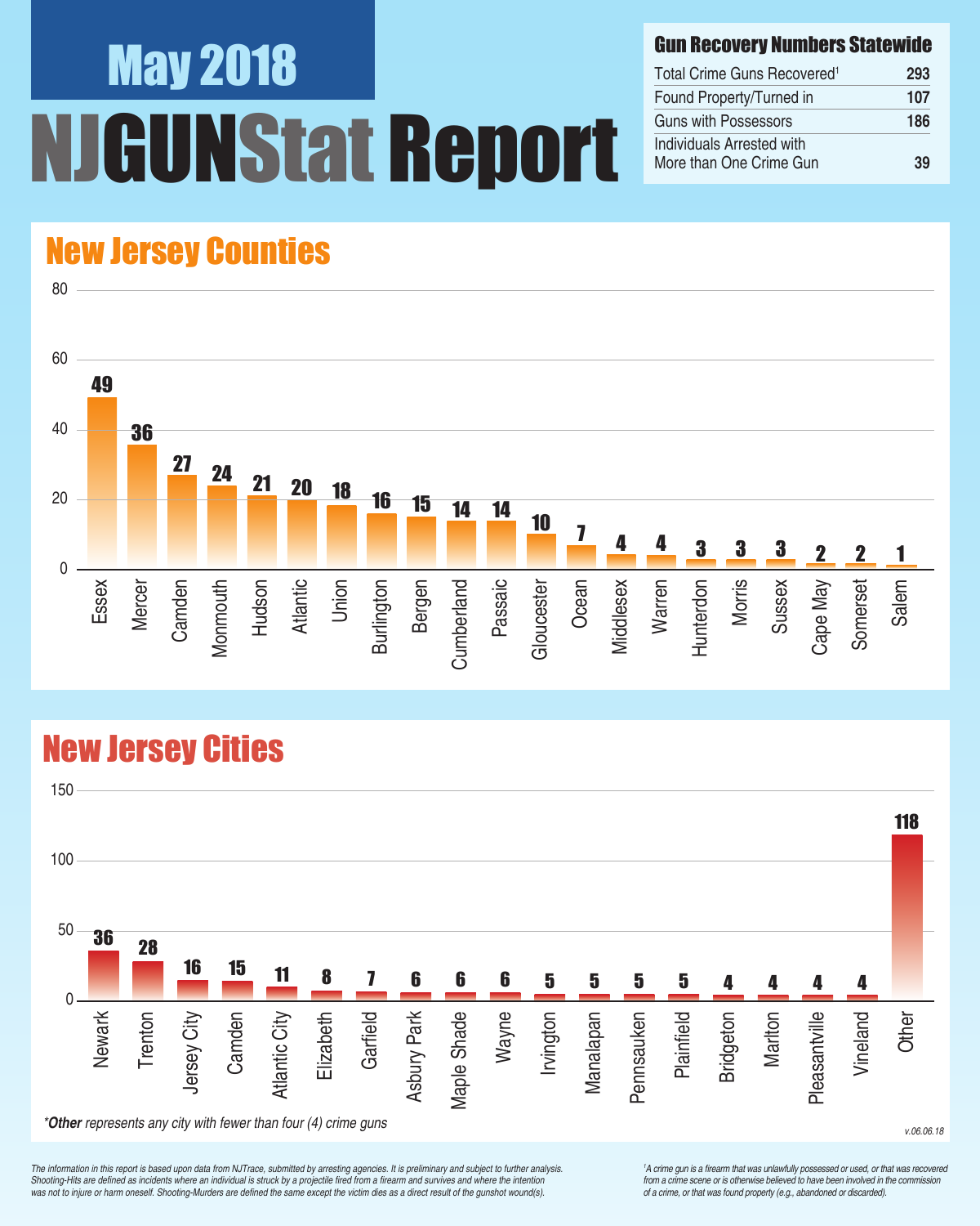# May 2018

# NJGUNStat Report

| Gun Recovery Numbers Statewide | |
|---|---|
| Total Crime Guns Recovered[1] | 293 |
| Found Property/Turned in | 107 |
| Guns with Possessors | 186 |
| Individuals Arrested with More than One Crime Gun | 39 |

## New Jersey Counties

| County | Crime Guns |
|---|---|
| Essex | 49 |
| Mercer | 36 |
| Camden | 27 |
| Monmouth | 24 |
| Hudson | 21 |
| Atlantic | 20 |
| Union | 18 |
| Burlington | 16 |
| Bergen | 15 |
| Cumberland | 14 |
| Passaic | 14 |
| Gloucester | 10 |
| Ocean | 7 |
| Middlesex | 4 |
| Warren | 4 |
| Hunterdon | 3 |
| Morris | 3 |
| Sussex | 3 |
| Cape May | 2 |
| Somerset | 2 |
| Salem | 1 |

## New Jersey Cities

| City | Crime Guns |
|---|---|
| Newark | 36 |
| Trenton | 28 |
| Jersey City | 16 |
| Camden | 15 |
| Atlantic City | 11 |
| Elizabeth | 8 |
| Garfield | 7 |
| Asbury Park | 6 |
| Maple Shade | 6 |
| Wayne | 6 |
| Irvington | 5 |
| Manalapan | 5 |
| Pennsauken | 5 |
| Plainfield | 5 |
| Bridgeton | 4 |
| Marlton | 4 |
| Pleasantville | 4 |
| Vineland | 4 |
| Other | 118 |

**Other* represents any city with fewer than four (4) crime guns*

v.06.06.18

*The information in this report is based upon data from NJTrace, submitted by arresting agencies. It is preliminary and subject to further analysis. Shooting-Hits are defined as incidents where an individual is struck by a projectile fired from a firearm and survives and where the intention was not to injure or harm oneself. Shooting-Murders are defined the same except the victim dies as a direct result of the gunshot wound(s).*

*[1] A crime gun is a firearm that was unlawfully possessed or used, or that was recovered from a crime scene or is otherwise believed to have been involved in the commission of a crime, or that was found property (e.g., abandoned or discarded).*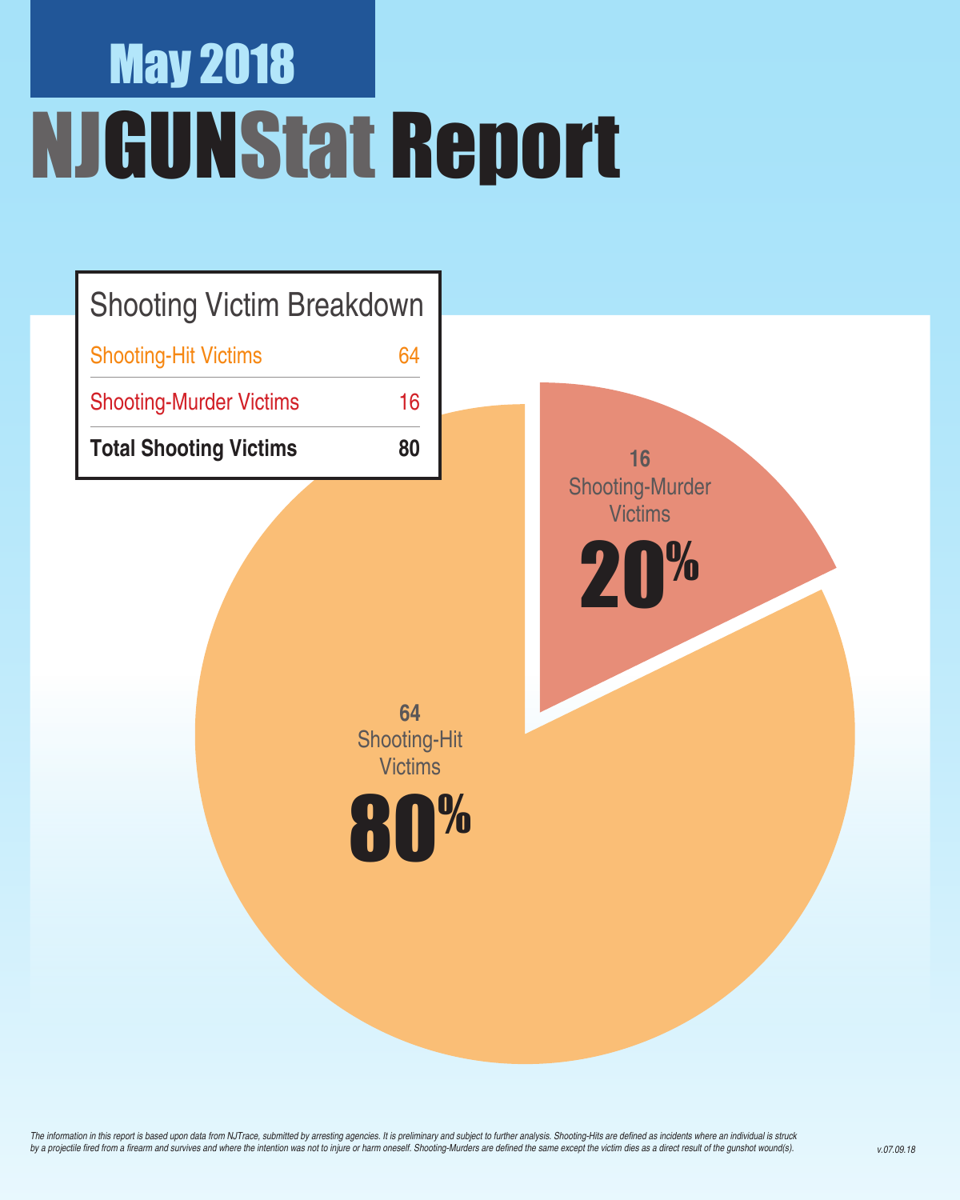# May 2018

# NJGUNStat Report

## Shooting Victim Breakdown

| | |
|---|---|
| Shooting-Hit Victims | 64 |
| Shooting-Murder Victims | 16 |
| **Total Shooting Victims** | **80** |

16
Shooting-Murder Victims
20%

64
Shooting-Hit Victims
80%

*The information in this report is based upon data from NJTrace, submitted by arresting agencies. It is preliminary and subject to further analysis. Shooting-Hits are defined as incidents where an individual is struck by a projectile fired from a firearm and survives and where the intention was not to injure or harm oneself. Shooting-Murders are defined the same except the victim dies as a direct result of the gunshot wound(s).*

*v.07.09.18*